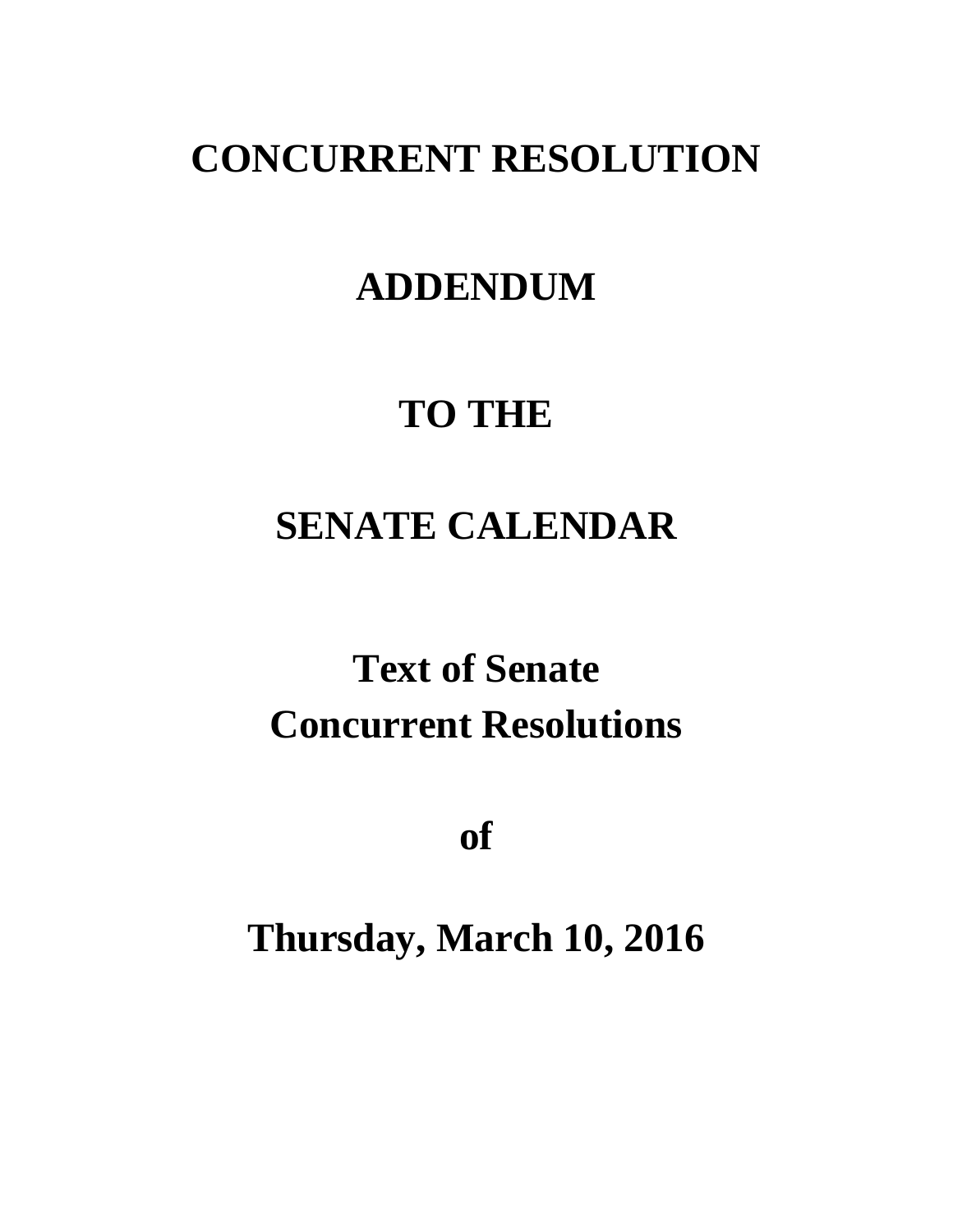# CONCURRENT RESOLUTION

# ADDENDUM

# TO THE

# SENATE CALENDAR

# Text of Senate Concurrent Resolutions

# of

# Thursday, March 10, 2016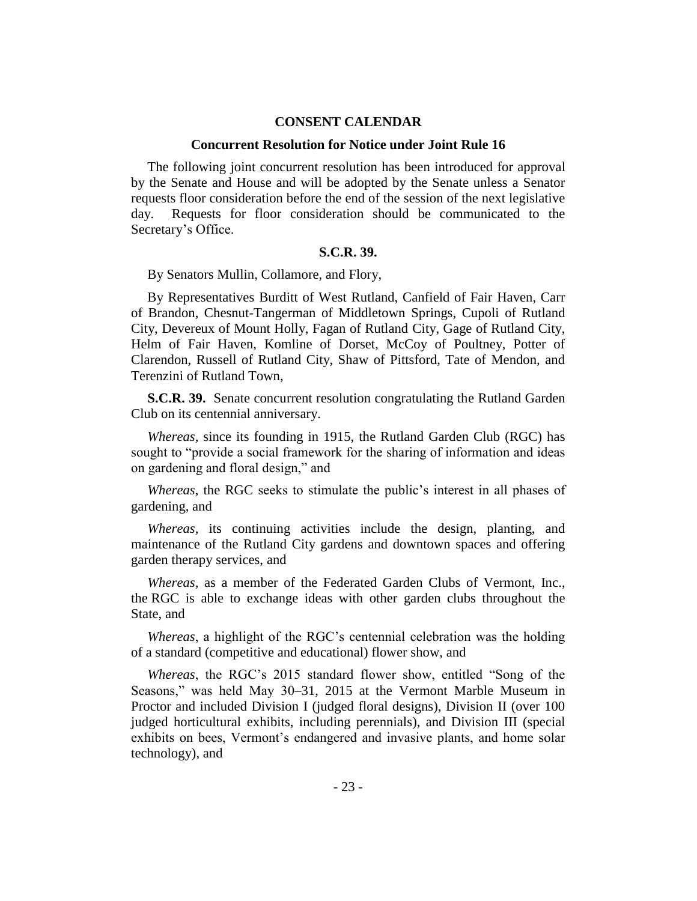## CONSENT CALENDAR

### Concurrent Resolution for Notice under Joint Rule 16

The following joint concurrent resolution has been introduced for approval by the Senate and House and will be adopted by the Senate unless a Senator requests floor consideration before the end of the session of the next legislative day. Requests for floor consideration should be communicated to the Secretary's Office.

### S.C.R. 39.

By Senators Mullin, Collamore, and Flory,

By Representatives Burditt of West Rutland, Canfield of Fair Haven, Carr of Brandon, Chesnut-Tangerman of Middletown Springs, Cupoli of Rutland City, Devereux of Mount Holly, Fagan of Rutland City, Gage of Rutland City, Helm of Fair Haven, Komline of Dorset, McCoy of Poultney, Potter of Clarendon, Russell of Rutland City, Shaw of Pittsford, Tate of Mendon, and Terenzini of Rutland Town,

**S.C.R. 39.** Senate concurrent resolution congratulating the Rutland Garden Club on its centennial anniversary.

*Whereas*, since its founding in 1915, the Rutland Garden Club (RGC) has sought to "provide a social framework for the sharing of information and ideas on gardening and floral design," and

*Whereas*, the RGC seeks to stimulate the public's interest in all phases of gardening, and

*Whereas*, its continuing activities include the design, planting, and maintenance of the Rutland City gardens and downtown spaces and offering garden therapy services, and

*Whereas*, as a member of the Federated Garden Clubs of Vermont, Inc., the RGC is able to exchange ideas with other garden clubs throughout the State, and

*Whereas*, a highlight of the RGC's centennial celebration was the holding of a standard (competitive and educational) flower show, and

*Whereas*, the RGC's 2015 standard flower show, entitled "Song of the Seasons," was held May 30–31, 2015 at the Vermont Marble Museum in Proctor and included Division I (judged floral designs), Division II (over 100 judged horticultural exhibits, including perennials), and Division III (special exhibits on bees, Vermont's endangered and invasive plants, and home solar technology), and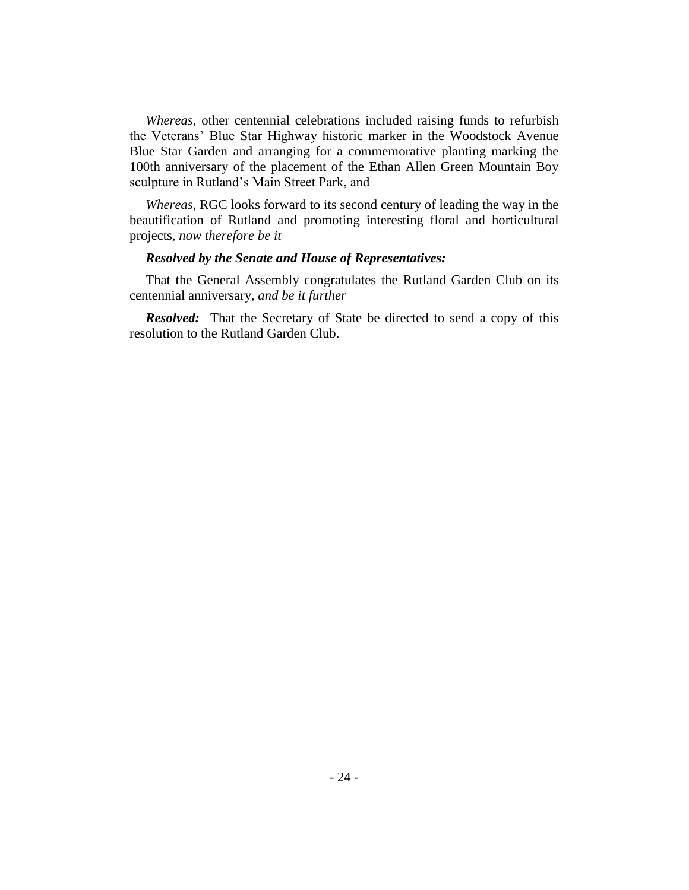*Whereas*, other centennial celebrations included raising funds to refurbish the Veterans' Blue Star Highway historic marker in the Woodstock Avenue Blue Star Garden and arranging for a commemorative planting marking the 100th anniversary of the placement of the Ethan Allen Green Mountain Boy sculpture in Rutland's Main Street Park, and

*Whereas*, RGC looks forward to its second century of leading the way in the beautification of Rutland and promoting interesting floral and horticultural projects, *now therefore be it*

***Resolved by the Senate and House of Representatives:***

That the General Assembly congratulates the Rutland Garden Club on its centennial anniversary, *and be it further*

***Resolved:*** That the Secretary of State be directed to send a copy of this resolution to the Rutland Garden Club.